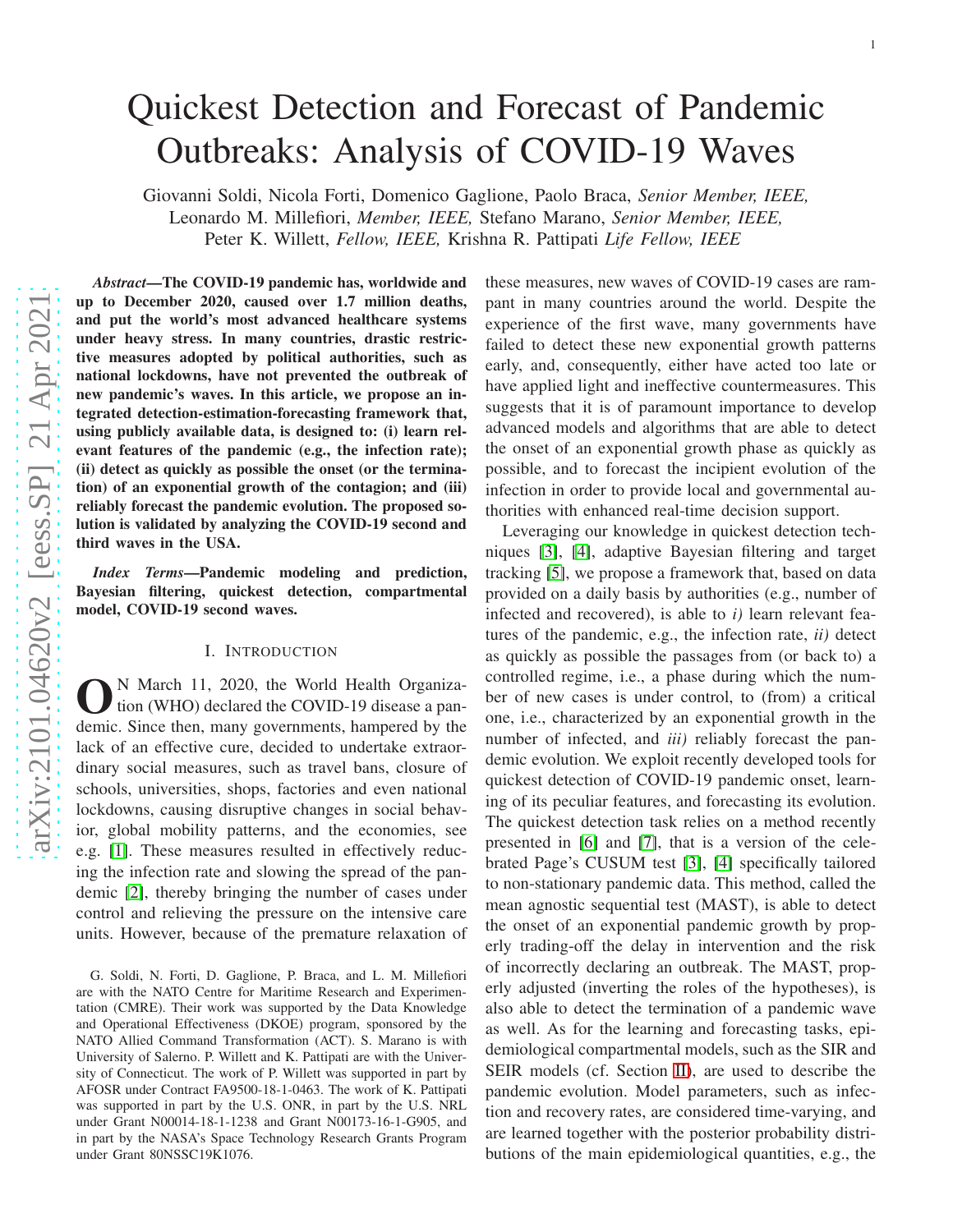# Quickest Detection and Forecast of Pandemic Outbreaks: Analysis of COVID-19 Waves

Giovanni Soldi, Nicola Forti, Domenico Gaglione, Paolo Braca, *Senior Member, IEEE,* Leonardo M. Millefiori, *Member, IEEE,* Stefano Marano, *Senior Member, IEEE,* Peter K. Willett, *Fellow, IEEE,* Krishna R. Pattipati *Life Fellow, IEEE*

***Abstract*—The COVID-19 pandemic has, worldwide and up to December 2020, caused over 1.7 million deaths, and put the world's most advanced healthcare systems under heavy stress. In many countries, drastic restrictive measures adopted by political authorities, such as national lockdowns, have not prevented the outbreak of new pandemic's waves. In this article, we propose an integrated detection-estimation-forecasting framework that, using publicly available data, is designed to: (i) learn relevant features of the pandemic (e.g., the infection rate); (ii) detect as quickly as possible the onset (or the termination) of an exponential growth of the contagion; and (iii) reliably forecast the pandemic evolution. The proposed solution is validated by analyzing the COVID-19 second and third waves in the USA.**

***Index Terms*—Pandemic modeling and prediction, Bayesian filtering, quickest detection, compartmental model, COVID-19 second waves.**

## I. Introduction

On March 11, 2020, the World Health Organization (WHO) declared the COVID-19 disease a pandemic. Since then, many governments, hampered by the lack of an effective cure, decided to undertake extraordinary social measures, such as travel bans, closure of schools, universities, shops, factories and even national lockdowns, causing disruptive changes in social behavior, global mobility patterns, and the economies, see e.g. [1]. These measures resulted in effectively reducing the infection rate and slowing the spread of the pandemic [2], thereby bringing the number of cases under control and relieving the pressure on the intensive care units. However, because of the premature relaxation of these measures, new waves of COVID-19 cases are rampant in many countries around the world. Despite the experience of the first wave, many governments have failed to detect these new exponential growth patterns early, and, consequently, either have acted too late or have applied light and ineffective countermeasures. This suggests that it is of paramount importance to develop advanced models and algorithms that are able to detect the onset of an exponential growth phase as quickly as possible, and to forecast the incipient evolution of the infection in order to provide local and governmental authorities with enhanced real-time decision support.

Leveraging our knowledge in quickest detection techniques [3], [4], adaptive Bayesian filtering and target tracking [5], we propose a framework that, based on data provided on a daily basis by authorities (e.g., number of infected and recovered), is able to *i)* learn relevant features of the pandemic, e.g., the infection rate, *ii)* detect as quickly as possible the passages from (or back to) a controlled regime, i.e., a phase during which the number of new cases is under control, to (from) a critical one, i.e., characterized by an exponential growth in the number of infected, and *iii)* reliably forecast the pandemic evolution. We exploit recently developed tools for quickest detection of COVID-19 pandemic onset, learning of its peculiar features, and forecasting its evolution. The quickest detection task relies on a method recently presented in [6] and [7], that is a version of the celebrated Page's CUSUM test [3], [4] specifically tailored to non-stationary pandemic data. This method, called the mean agnostic sequential test (MAST), is able to detect the onset of an exponential pandemic growth by properly trading-off the delay in intervention and the risk of incorrectly declaring an outbreak. The MAST, properly adjusted (inverting the roles of the hypotheses), is also able to detect the termination of a pandemic wave as well. As for the learning and forecasting tasks, epidemiological compartmental models, such as the SIR and SEIR models (cf. Section II), are used to describe the pandemic evolution. Model parameters, such as infection and recovery rates, are considered time-varying, and are learned together with the posterior probability distributions of the main epidemiological quantities, e.g., the

G. Soldi, N. Forti, D. Gaglione, P. Braca, and L. M. Millefiori are with the NATO Centre for Maritime Research and Experimentation (CMRE). Their work was supported by the Data Knowledge and Operational Effectiveness (DKOE) program, sponsored by the NATO Allied Command Transformation (ACT). S. Marano is with University of Salerno. P. Willett and K. Pattipati are with the University of Connecticut. The work of P. Willett was supported in part by AFOSR under Contract FA9500-18-1-0463. The work of K. Pattipati was supported in part by the U.S. ONR, in part by the U.S. NRL under Grant N00014-18-1-1238 and Grant N00173-16-1-G905, and in part by the NASA's Space Technology Research Grants Program under Grant 80NSSC19K1076.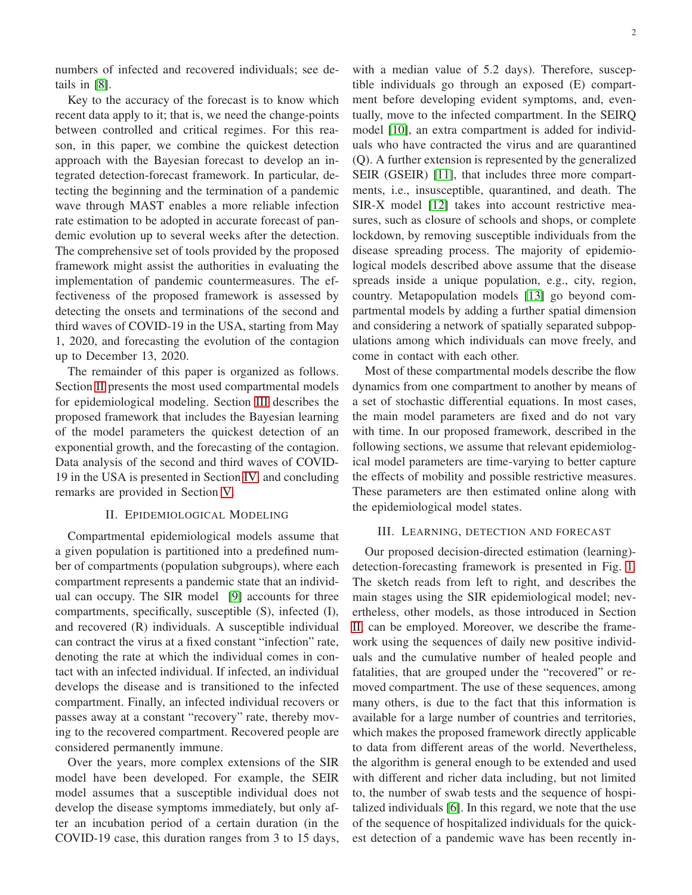numbers of infected and recovered individuals; see details in [8].

Key to the accuracy of the forecast is to know which recent data apply to it; that is, we need the change-points between controlled and critical regimes. For this reason, in this paper, we combine the quickest detection approach with the Bayesian forecast to develop an integrated detection-forecast framework. In particular, detecting the beginning and the termination of a pandemic wave through MAST enables a more reliable infection rate estimation to be adopted in accurate forecast of pandemic evolution up to several weeks after the detection. The comprehensive set of tools provided by the proposed framework might assist the authorities in evaluating the implementation of pandemic countermeasures. The effectiveness of the proposed framework is assessed by detecting the onsets and terminations of the second and third waves of COVID-19 in the USA, starting from May 1, 2020, and forecasting the evolution of the contagion up to December 13, 2020.

The remainder of this paper is organized as follows. Section II presents the most used compartmental models for epidemiological modeling. Section III describes the proposed framework that includes the Bayesian learning of the model parameters the quickest detection of an exponential growth, and the forecasting of the contagion. Data analysis of the second and third waves of COVID-19 in the USA is presented in Section IV, and concluding remarks are provided in Section V.

## II. Epidemiological Modeling

Compartmental epidemiological models assume that a given population is partitioned into a predefined number of compartments (population subgroups), where each compartment represents a pandemic state that an individual can occupy. The SIR model [9] accounts for three compartments, specifically, susceptible (S), infected (I), and recovered (R) individuals. A susceptible individual can contract the virus at a fixed constant "infection" rate, denoting the rate at which the individual comes in contact with an infected individual. If infected, an individual develops the disease and is transitioned to the infected compartment. Finally, an infected individual recovers or passes away at a constant "recovery" rate, thereby moving to the recovered compartment. Recovered people are considered permanently immune.

Over the years, more complex extensions of the SIR model have been developed. For example, the SEIR model assumes that a susceptible individual does not develop the disease symptoms immediately, but only after an incubation period of a certain duration (in the COVID-19 case, this duration ranges from 3 to 15 days, with a median value of 5.2 days). Therefore, susceptible individuals go through an exposed (E) compartment before developing evident symptoms, and, eventually, move to the infected compartment. In the SEIRQ model [10], an extra compartment is added for individuals who have contracted the virus and are quarantined (Q). A further extension is represented by the generalized SEIR (GSEIR) [11], that includes three more compartments, i.e., insusceptible, quarantined, and death. The SIR-X model [12] takes into account restrictive measures, such as closure of schools and shops, or complete lockdown, by removing susceptible individuals from the disease spreading process. The majority of epidemiological models described above assume that the disease spreads inside a unique population, e.g., city, region, country. Metapopulation models [13] go beyond compartmental models by adding a further spatial dimension and considering a network of spatially separated subpopulations among which individuals can move freely, and come in contact with each other.

Most of these compartmental models describe the flow dynamics from one compartment to another by means of a set of stochastic differential equations. In most cases, the main model parameters are fixed and do not vary with time. In our proposed framework, described in the following sections, we assume that relevant epidemiological model parameters are time-varying to better capture the effects of mobility and possible restrictive measures. These parameters are then estimated online along with the epidemiological model states.

## III. Learning, Detection and Forecast

Our proposed decision-directed estimation (learning)-detection-forecasting framework is presented in Fig. 1. The sketch reads from left to right, and describes the main stages using the SIR epidemiological model; nevertheless, other models, as those introduced in Section II, can be employed. Moreover, we describe the framework using the sequences of daily new positive individuals and the cumulative number of healed people and fatalities, that are grouped under the "recovered" or removed compartment. The use of these sequences, among many others, is due to the fact that this information is available for a large number of countries and territories, which makes the proposed framework directly applicable to data from different areas of the world. Nevertheless, the algorithm is general enough to be extended and used with different and richer data including, but not limited to, the number of swab tests and the sequence of hospitalized individuals [6]. In this regard, we note that the use of the sequence of hospitalized individuals for the quickest detection of a pandemic wave has been recently in-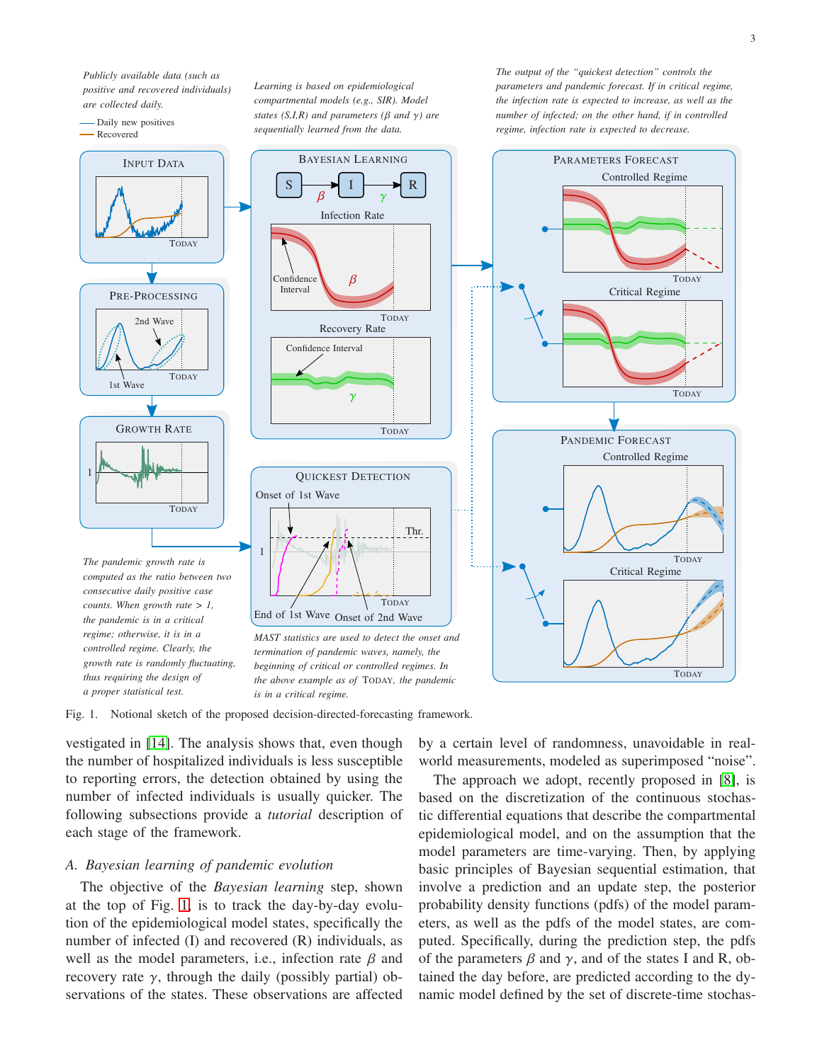Fig. 1. Notional sketch of the proposed decision-directed-forecasting framework.

vestigated in [14]. The analysis shows that, even though the number of hospitalized individuals is less susceptible to reporting errors, the detection obtained by using the number of infected individuals is usually quicker. The following subsections provide a *tutorial* description of each stage of the framework.

### A. Bayesian learning of pandemic evolution

The objective of the *Bayesian learning* step, shown at the top of Fig. 1, is to track the day-by-day evolution of the epidemiological model states, specifically the number of infected (I) and recovered (R) individuals, as well as the model parameters, i.e., infection rate $\beta$ and recovery rate $\gamma$, through the daily (possibly partial) observations of the states. These observations are affected by a certain level of randomness, unavoidable in real-world measurements, modeled as superimposed "noise".

The approach we adopt, recently proposed in [8], is based on the discretization of the continuous stochastic differential equations that describe the compartmental epidemiological model, and on the assumption that the model parameters are time-varying. Then, by applying basic principles of Bayesian sequential estimation, that involve a prediction and an update step, the posterior probability density functions (pdfs) of the model parameters, as well as the pdfs of the model states, are computed. Specifically, during the prediction step, the pdfs of the parameters $\beta$ and $\gamma$, and of the states I and R, obtained the day before, are predicted according to the dynamic model defined by the set of discrete-time stochas-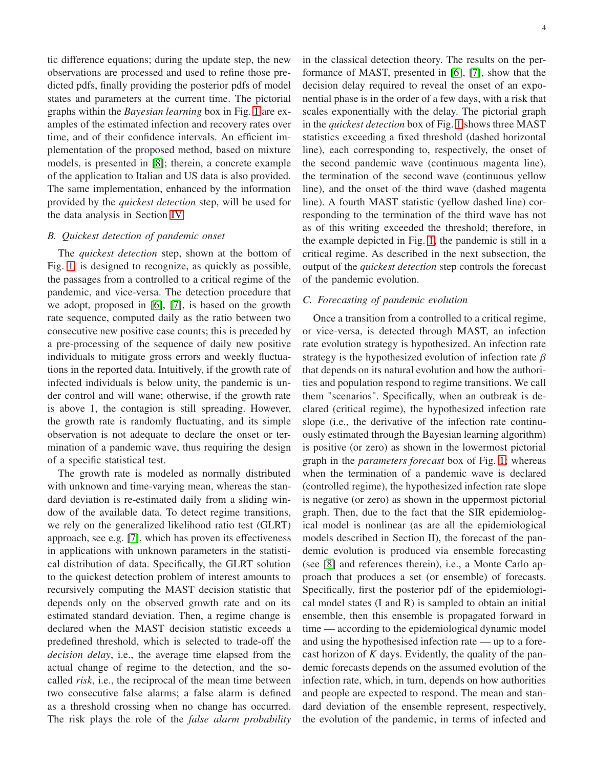tic difference equations; during the update step, the new observations are processed and used to refine those predicted pdfs, finally providing the posterior pdfs of model states and parameters at the current time. The pictorial graphs within the *Bayesian learning* box in Fig. 1 are examples of the estimated infection and recovery rates over time, and of their confidence intervals. An efficient implementation of the proposed method, based on mixture models, is presented in [8]; therein, a concrete example of the application to Italian and US data is also provided. The same implementation, enhanced by the information provided by the *quickest detection* step, will be used for the data analysis in Section IV.

### B. Quickest detection of pandemic onset

The *quickest detection* step, shown at the bottom of Fig. 1, is designed to recognize, as quickly as possible, the passages from a controlled to a critical regime of the pandemic, and vice-versa. The detection procedure that we adopt, proposed in [6], [7], is based on the growth rate sequence, computed daily as the ratio between two consecutive new positive case counts; this is preceded by a pre-processing of the sequence of daily new positive individuals to mitigate gross errors and weekly fluctuations in the reported data. Intuitively, if the growth rate of infected individuals is below unity, the pandemic is under control and will wane; otherwise, if the growth rate is above 1, the contagion is still spreading. However, the growth rate is randomly fluctuating, and its simple observation is not adequate to declare the onset or termination of a pandemic wave, thus requiring the design of a specific statistical test.

The growth rate is modeled as normally distributed with unknown and time-varying mean, whereas the standard deviation is re-estimated daily from a sliding window of the available data. To detect regime transitions, we rely on the generalized likelihood ratio test (GLRT) approach, see e.g. [7], which has proven its effectiveness in applications with unknown parameters in the statistical distribution of data. Specifically, the GLRT solution to the quickest detection problem of interest amounts to recursively computing the MAST decision statistic that depends only on the observed growth rate and on its estimated standard deviation. Then, a regime change is declared when the MAST decision statistic exceeds a predefined threshold, which is selected to trade-off the *decision delay*, i.e., the average time elapsed from the actual change of regime to the detection, and the so-called *risk*, i.e., the reciprocal of the mean time between two consecutive false alarms; a false alarm is defined as a threshold crossing when no change has occurred. The risk plays the role of the *false alarm probability* in the classical detection theory. The results on the performance of MAST, presented in [6], [7], show that the decision delay required to reveal the onset of an exponential phase is in the order of a few days, with a risk that scales exponentially with the delay. The pictorial graph in the *quickest detection* box of Fig. 1 shows three MAST statistics exceeding a fixed threshold (dashed horizontal line), each corresponding to, respectively, the onset of the second pandemic wave (continuous magenta line), the termination of the second wave (continuous yellow line), and the onset of the third wave (dashed magenta line). A fourth MAST statistic (yellow dashed line) corresponding to the termination of the third wave has not as of this writing exceeded the threshold; therefore, in the example depicted in Fig. 1, the pandemic is still in a critical regime. As described in the next subsection, the output of the *quickest detection* step controls the forecast of the pandemic evolution.

### C. Forecasting of pandemic evolution

Once a transition from a controlled to a critical regime, or vice-versa, is detected through MAST, an infection rate evolution strategy is hypothesized. An infection rate strategy is the hypothesized evolution of infection rate $\beta$ that depends on its natural evolution and how the authorities and population respond to regime transitions. We call them "scenarios". Specifically, when an outbreak is declared (critical regime), the hypothesized infection rate slope (i.e., the derivative of the infection rate continuously estimated through the Bayesian learning algorithm) is positive (or zero) as shown in the lowermost pictorial graph in the *parameters forecast* box of Fig. 1, whereas when the termination of a pandemic wave is declared (controlled regime), the hypothesized infection rate slope is negative (or zero) as shown in the uppermost pictorial graph. Then, due to the fact that the SIR epidemiological model is nonlinear (as are all the epidemiological models described in Section II), the forecast of the pandemic evolution is produced via ensemble forecasting (see [8] and references therein), i.e., a Monte Carlo approach that produces a set (or ensemble) of forecasts. Specifically, first the posterior pdf of the epidemiological model states (I and R) is sampled to obtain an initial ensemble, then this ensemble is propagated forward in time — according to the epidemiological dynamic model and using the hypothesised infection rate — up to a forecast horizon of $K$ days. Evidently, the quality of the pandemic forecasts depends on the assumed evolution of the infection rate, which, in turn, depends on how authorities and people are expected to respond. The mean and standard deviation of the ensemble represent, respectively, the evolution of the pandemic, in terms of infected and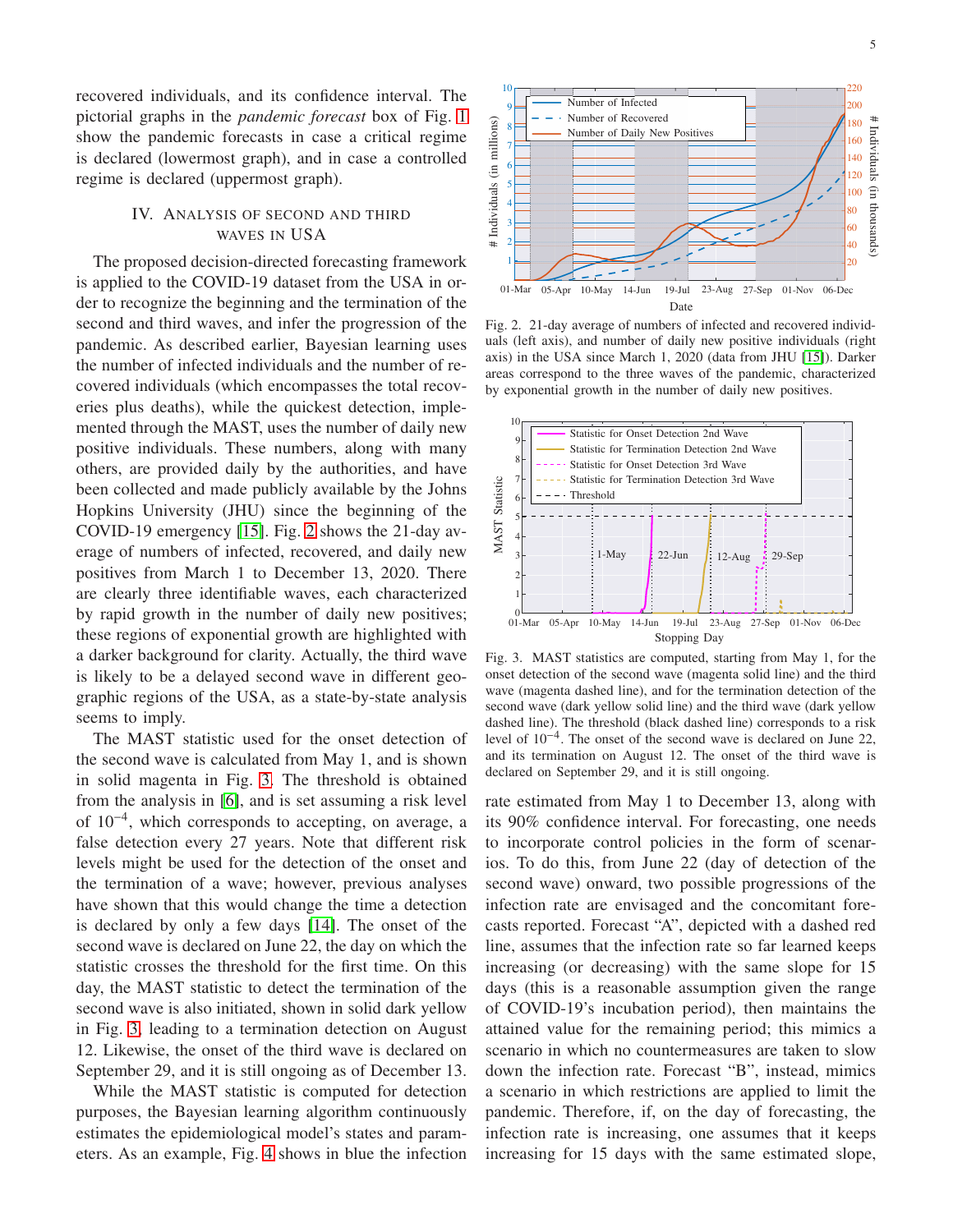recovered individuals, and its confidence interval. The pictorial graphs in the *pandemic forecast* box of Fig. 1 show the pandemic forecasts in case a critical regime is declared (lowermost graph), and in case a controlled regime is declared (uppermost graph).

## IV. Analysis of Second and Third Waves in USA

The proposed decision-directed forecasting framework is applied to the COVID-19 dataset from the USA in order to recognize the beginning and the termination of the second and third waves, and infer the progression of the pandemic. As described earlier, Bayesian learning uses the number of infected individuals and the number of recovered individuals (which encompasses the total recoveries plus deaths), while the quickest detection, implemented through the MAST, uses the number of daily new positive individuals. These numbers, along with many others, are provided daily by the authorities, and have been collected and made publicly available by the Johns Hopkins University (JHU) since the beginning of the COVID-19 emergency [15]. Fig. 2 shows the 21-day average of numbers of infected, recovered, and daily new positives from March 1 to December 13, 2020. There are clearly three identifiable waves, each characterized by rapid growth in the number of daily new positives; these regions of exponential growth are highlighted with a darker background for clarity. Actually, the third wave is likely to be a delayed second wave in different geographic regions of the USA, as a state-by-state analysis seems to imply.

The MAST statistic used for the onset detection of the second wave is calculated from May 1, and is shown in solid magenta in Fig. 3. The threshold is obtained from the analysis in [6], and is set assuming a risk level of $10^{-4}$, which corresponds to accepting, on average, a false detection every 27 years. Note that different risk levels might be used for the detection of the onset and the termination of a wave; however, previous analyses have shown that this would change the time a detection is declared by only a few days [14]. The onset of the second wave is declared on June 22, the day on which the statistic crosses the threshold for the first time. On this day, the MAST statistic to detect the termination of the second wave is also initiated, shown in solid dark yellow in Fig. 3, leading to a termination detection on August 12. Likewise, the onset of the third wave is declared on September 29, and it is still ongoing as of December 13.

While the MAST statistic is computed for detection purposes, the Bayesian learning algorithm continuously estimates the epidemiological model's states and parameters. As an example, Fig. 4 shows in blue the infection rate estimated from May 1 to December 13, along with its 90% confidence interval. For forecasting, one needs to incorporate control policies in the form of scenarios. To do this, from June 22 (day of detection of the second wave) onward, two possible progressions of the infection rate are envisaged and the concomitant forecasts reported. Forecast "A", depicted with a dashed red line, assumes that the infection rate so far learned keeps increasing (or decreasing) with the same slope for 15 days (this is a reasonable assumption given the range of COVID-19's incubation period), then maintains the attained value for the remaining period; this mimics a scenario in which no countermeasures are taken to slow down the infection rate. Forecast "B", instead, mimics a scenario in which restrictions are applied to limit the pandemic. Therefore, if, on the day of forecasting, the infection rate is increasing, one assumes that it keeps increasing for 15 days with the same estimated slope,

Fig. 2. 21-day average of numbers of infected and recovered individuals (left axis), and number of daily new positive individuals (right axis) in the USA since March 1, 2020 (data from JHU [15]). Darker areas correspond to the three waves of the pandemic, characterized by exponential growth in the number of daily new positives.

Fig. 3. MAST statistics are computed, starting from May 1, for the onset detection of the second wave (magenta solid line) and the third wave (magenta dashed line), and for the termination detection of the second wave (dark yellow solid line) and the third wave (dark yellow dashed line). The threshold (black dashed line) corresponds to a risk level of $10^{-4}$. The onset of the second wave is declared on June 22, and its termination on August 12. The onset of the third wave is declared on September 29, and it is still ongoing.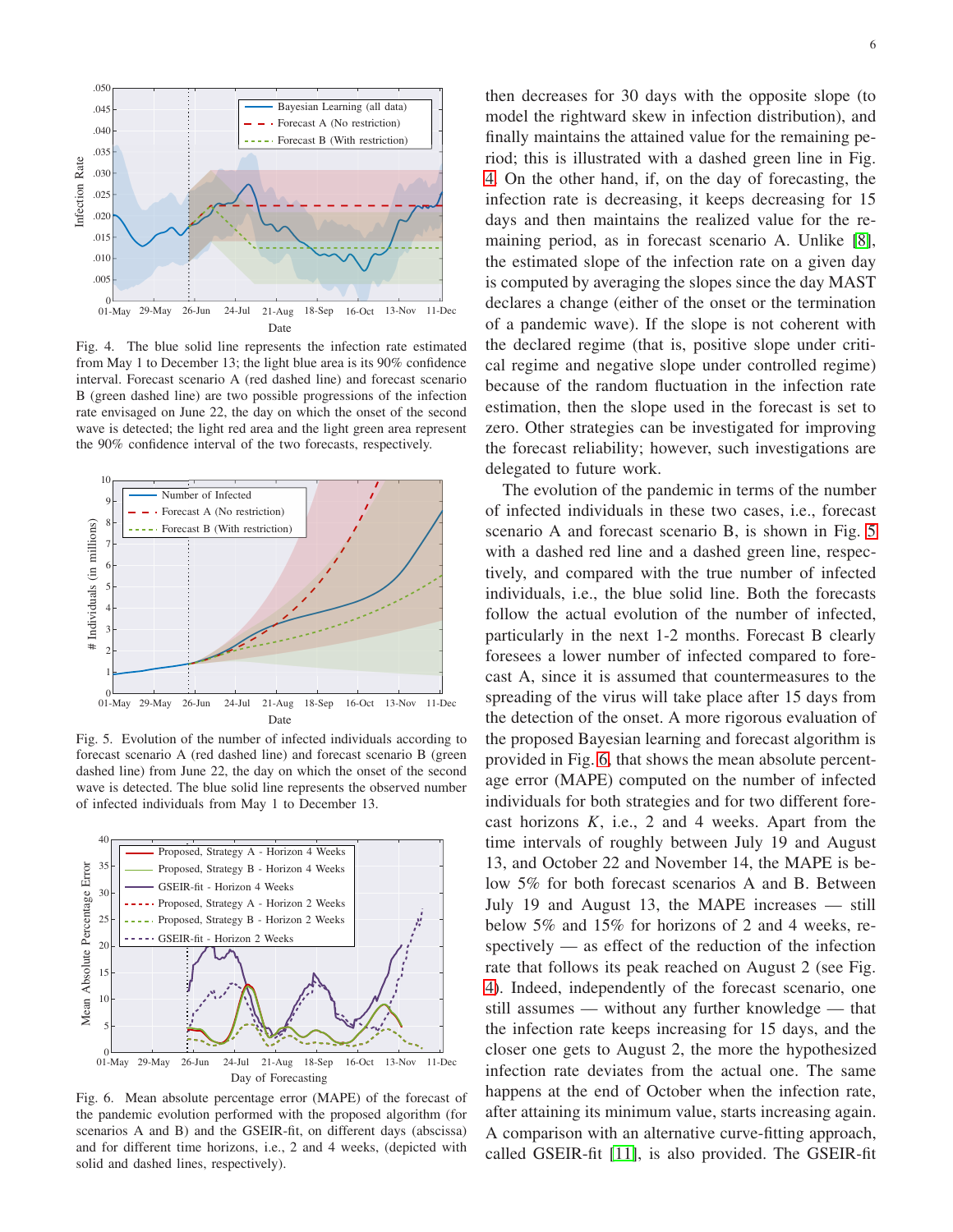Fig. 4. The blue solid line represents the infection rate estimated from May 1 to December 13; the light blue area is its 90% confidence interval. Forecast scenario A (red dashed line) and forecast scenario B (green dashed line) are two possible progressions of the infection rate envisaged on June 22, the day on which the onset of the second wave is detected; the light red area and the light green area represent the 90% confidence interval of the two forecasts, respectively.

Fig. 5. Evolution of the number of infected individuals according to forecast scenario A (red dashed line) and forecast scenario B (green dashed line) from June 22, the day on which the onset of the second wave is detected. The blue solid line represents the observed number of infected individuals from May 1 to December 13.

Fig. 6. Mean absolute percentage error (MAPE) of the forecast of the pandemic evolution performed with the proposed algorithm (for scenarios A and B) and the GSEIR-fit, on different days (abscissa) and for different time horizons, i.e., 2 and 4 weeks, (depicted with solid and dashed lines, respectively).

then decreases for 30 days with the opposite slope (to model the rightward skew in infection distribution), and finally maintains the attained value for the remaining period; this is illustrated with a dashed green line in Fig. 4. On the other hand, if, on the day of forecasting, the infection rate is decreasing, it keeps decreasing for 15 days and then maintains the realized value for the remaining period, as in forecast scenario A. Unlike [8], the estimated slope of the infection rate on a given day is computed by averaging the slopes since the day MAST declares a change (either of the onset or the termination of a pandemic wave). If the slope is not coherent with the declared regime (that is, positive slope under critical regime and negative slope under controlled regime) because of the random fluctuation in the infection rate estimation, then the slope used in the forecast is set to zero. Other strategies can be investigated for improving the forecast reliability; however, such investigations are delegated to future work.

The evolution of the pandemic in terms of the number of infected individuals in these two cases, i.e., forecast scenario A and forecast scenario B, is shown in Fig. 5 with a dashed red line and a dashed green line, respectively, and compared with the true number of infected individuals, i.e., the blue solid line. Both the forecasts follow the actual evolution of the number of infected, particularly in the next 1-2 months. Forecast B clearly foresees a lower number of infected compared to forecast A, since it is assumed that countermeasures to the spreading of the virus will take place after 15 days from the detection of the onset. A more rigorous evaluation of the proposed Bayesian learning and forecast algorithm is provided in Fig. 6, that shows the mean absolute percentage error (MAPE) computed on the number of infected individuals for both strategies and for two different forecast horizons $K$, i.e., 2 and 4 weeks. Apart from the time intervals of roughly between July 19 and August 13, and October 22 and November 14, the MAPE is below 5% for both forecast scenarios A and B. Between July 19 and August 13, the MAPE increases — still below 5% and 15% for horizons of 2 and 4 weeks, respectively — as effect of the reduction of the infection rate that follows its peak reached on August 2 (see Fig. 4). Indeed, independently of the forecast scenario, one still assumes — without any further knowledge — that the infection rate keeps increasing for 15 days, and the closer one gets to August 2, the more the hypothesized infection rate deviates from the actual one. The same happens at the end of October when the infection rate, after attaining its minimum value, starts increasing again. A comparison with an alternative curve-fitting approach, called GSEIR-fit [11], is also provided. The GSEIR-fit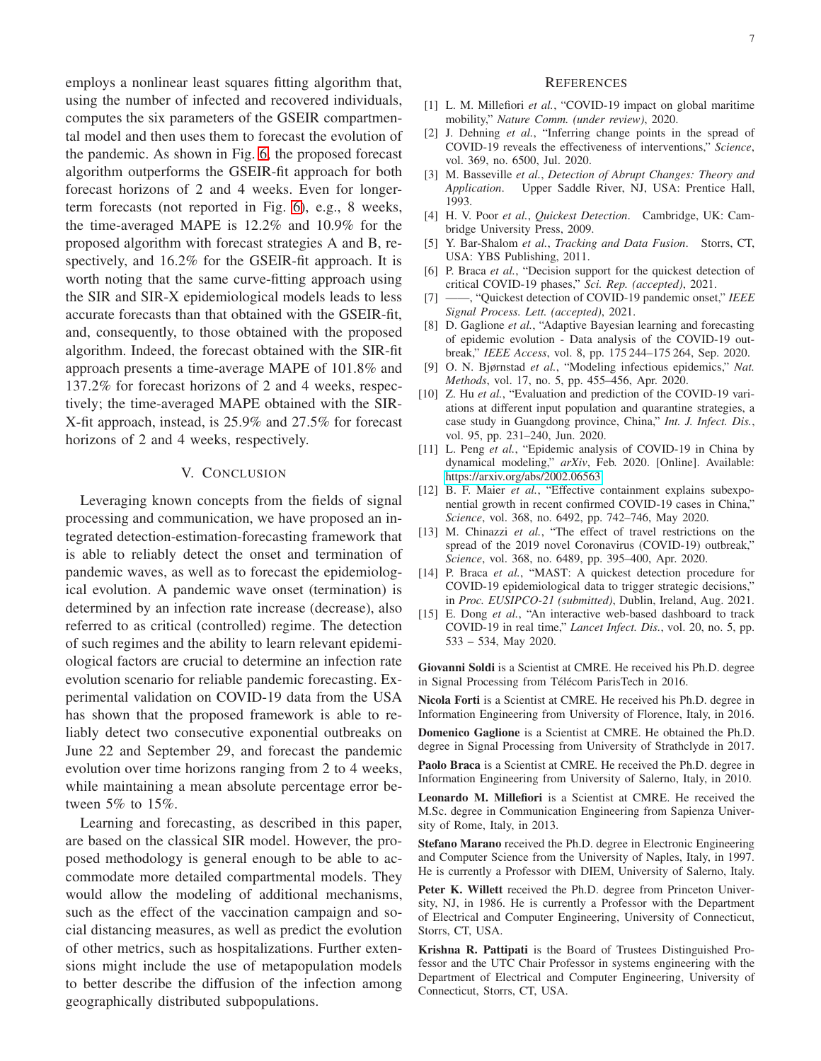employs a nonlinear least squares fitting algorithm that, using the number of infected and recovered individuals, computes the six parameters of the GSEIR compartmental model and then uses them to forecast the evolution of the pandemic. As shown in Fig. 6, the proposed forecast algorithm outperforms the GSEIR-fit approach for both forecast horizons of 2 and 4 weeks. Even for longer-term forecasts (not reported in Fig. 6), e.g., 8 weeks, the time-averaged MAPE is 12.2% and 10.9% for the proposed algorithm with forecast strategies A and B, respectively, and 16.2% for the GSEIR-fit approach. It is worth noting that the same curve-fitting approach using the SIR and SIR-X epidemiological models leads to less accurate forecasts than that obtained with the GSEIR-fit, and, consequently, to those obtained with the proposed algorithm. Indeed, the forecast obtained with the SIR-fit approach presents a time-average MAPE of 101.8% and 137.2% for forecast horizons of 2 and 4 weeks, respectively; the time-averaged MAPE obtained with the SIR-X-fit approach, instead, is 25.9% and 27.5% for forecast horizons of 2 and 4 weeks, respectively.

## V. Conclusion

Leveraging known concepts from the fields of signal processing and communication, we have proposed an integrated detection-estimation-forecasting framework that is able to reliably detect the onset and termination of pandemic waves, as well as to forecast the epidemiological evolution. A pandemic wave onset (termination) is determined by an infection rate increase (decrease), also referred to as critical (controlled) regime. The detection of such regimes and the ability to learn relevant epidemiological factors are crucial to determine an infection rate evolution scenario for reliable pandemic forecasting. Experimental validation on COVID-19 data from the USA has shown that the proposed framework is able to reliably detect two consecutive exponential outbreaks on June 22 and September 29, and forecast the pandemic evolution over time horizons ranging from 2 to 4 weeks, while maintaining a mean absolute percentage error between 5% to 15%.

Learning and forecasting, as described in this paper, are based on the classical SIR model. However, the proposed methodology is general enough to be able to accommodate more detailed compartmental models. They would allow the modeling of additional mechanisms, such as the effect of the vaccination campaign and social distancing measures, as well as predict the evolution of other metrics, such as hospitalizations. Further extensions might include the use of metapopulation models to better describe the diffusion of the infection among geographically distributed subpopulations.

## References

[1] L. M. Millefiori *et al.*, "COVID-19 impact on global maritime mobility," *Nature Comm. (under review)*, 2020.

[2] J. Dehning *et al.*, "Inferring change points in the spread of COVID-19 reveals the effectiveness of interventions," *Science*, vol. 369, no. 6500, Jul. 2020.

[3] M. Basseville *et al.*, *Detection of Abrupt Changes: Theory and Application*. Upper Saddle River, NJ, USA: Prentice Hall, 1993.

[4] H. V. Poor *et al.*, *Quickest Detection*. Cambridge, UK: Cambridge University Press, 2009.

[5] Y. Bar-Shalom *et al.*, *Tracking and Data Fusion*. Storrs, CT, USA: YBS Publishing, 2011.

[6] P. Braca *et al.*, "Decision support for the quickest detection of critical COVID-19 phases," *Sci. Rep. (accepted)*, 2021.

[7] ——, "Quickest detection of COVID-19 pandemic onset," *IEEE Signal Process. Lett. (accepted)*, 2021.

[8] D. Gaglione *et al.*, "Adaptive Bayesian learning and forecasting of epidemic evolution - Data analysis of the COVID-19 outbreak," *IEEE Access*, vol. 8, pp. 175 244–175 264, Sep. 2020.

[9] O. N. Bjørnstad *et al.*, "Modeling infectious epidemics," *Nat. Methods*, vol. 17, no. 5, pp. 455–456, Apr. 2020.

[10] Z. Hu *et al.*, "Evaluation and prediction of the COVID-19 variations at different input population and quarantine strategies, a case study in Guangdong province, China," *Int. J. Infect. Dis.*, vol. 95, pp. 231–240, Jun. 2020.

[11] L. Peng *et al.*, "Epidemic analysis of COVID-19 in China by dynamical modeling," *arXiv*, Feb. 2020. [Online]. Available: https://arxiv.org/abs/2002.06563

[12] B. F. Maier *et al.*, "Effective containment explains subexponential growth in recent confirmed COVID-19 cases in China," *Science*, vol. 368, no. 6492, pp. 742–746, May 2020.

[13] M. Chinazzi *et al.*, "The effect of travel restrictions on the spread of the 2019 novel Coronavirus (COVID-19) outbreak," *Science*, vol. 368, no. 6489, pp. 395–400, Apr. 2020.

[14] P. Braca *et al.*, "MAST: A quickest detection procedure for COVID-19 epidemiological data to trigger strategic decisions," in *Proc. EUSIPCO-21 (submitted)*, Dublin, Ireland, Aug. 2021.

[15] E. Dong *et al.*, "An interactive web-based dashboard to track COVID-19 in real time," *Lancet Infect. Dis.*, vol. 20, no. 5, pp. 533 – 534, May 2020.

**Giovanni Soldi** is a Scientist at CMRE. He received his Ph.D. degree in Signal Processing from Télécom ParisTech in 2016.

**Nicola Forti** is a Scientist at CMRE. He received his Ph.D. degree in Information Engineering from University of Florence, Italy, in 2016.

**Domenico Gaglione** is a Scientist at CMRE. He obtained the Ph.D. degree in Signal Processing from University of Strathclyde in 2017.

**Paolo Braca** is a Scientist at CMRE. He received the Ph.D. degree in Information Engineering from University of Salerno, Italy, in 2010.

**Leonardo M. Millefiori** is a Scientist at CMRE. He received the M.Sc. degree in Communication Engineering from Sapienza University of Rome, Italy, in 2013.

**Stefano Marano** received the Ph.D. degree in Electronic Engineering and Computer Science from the University of Naples, Italy, in 1997. He is currently a Professor with DIEM, University of Salerno, Italy.

**Peter K. Willett** received the Ph.D. degree from Princeton University, NJ, in 1986. He is currently a Professor with the Department of Electrical and Computer Engineering, University of Connecticut, Storrs, CT, USA.

**Krishna R. Pattipati** is the Board of Trustees Distinguished Professor and the UTC Chair Professor in systems engineering with the Department of Electrical and Computer Engineering, University of Connecticut, Storrs, CT, USA.